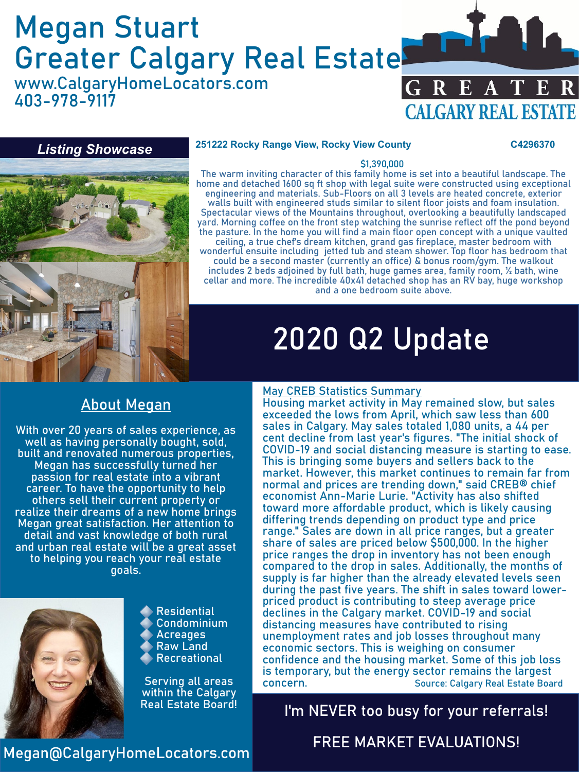# Megan Stuart
# Greater Calgary Real Estate

www.CalgaryHomeLocators.com
403-978-9117

GREATER CALGARY REAL ESTATE

## *Listing Showcase*

**251222 Rocky Range View, Rocky View County** **C4296370**

$1,390,000

The warm inviting character of this family home is set into a beautiful landscape. The home and detached 1600 sq ft shop with legal suite were constructed using exceptional engineering and materials. Sub-Floors on all 3 levels are heated concrete, exterior walls built with engineered studs similar to silent floor joists and foam insulation. Spectacular views of the Mountains throughout, overlooking a beautifully landscaped yard. Morning coffee on the front step watching the sunrise reflect off the pond beyond the pasture. In the home you will find a main floor open concept with a unique vaulted ceiling, a true chef's dream kitchen, grand gas fireplace, master bedroom with wonderful ensuite including jetted tub and steam shower. Top floor has bedroom that could be a second master (currently an office) & bonus room/gym. The walkout includes 2 beds adjoined by full bath, huge games area, family room, ½ bath, wine cellar and more. The incredible 40x41 detached shop has an RV bay, huge workshop and a one bedroom suite above.

# 2020 Q2 Update

## About Megan

With over 20 years of sales experience, as well as having personally bought, sold, built and renovated numerous properties, Megan has successfully turned her passion for real estate into a vibrant career. To have the opportunity to help others sell their current property or realize their dreams of a new home brings Megan great satisfaction. Her attention to detail and vast knowledge of both rural and urban real estate will be a great asset to helping you reach your real estate goals.

- Residential
- Condominium
- Acreages
- Raw Land
- Recreational

Serving all areas within the Calgary Real Estate Board!

Megan@CalgaryHomeLocators.com

## May CREB Statistics Summary

Housing market activity in May remained slow, but sales exceeded the lows from April, which saw less than 600 sales in Calgary. May sales totaled 1,080 units, a 44 per cent decline from last year's figures. "The initial shock of COVID-19 and social distancing measure is starting to ease. This is bringing some buyers and sellers back to the market. However, this market continues to remain far from normal and prices are trending down," said CREB® chief economist Ann-Marie Lurie. "Activity has also shifted toward more affordable product, which is likely causing differing trends depending on product type and price range." Sales are down in all price ranges, but a greater share of sales are priced below $500,000. In the higher price ranges the drop in inventory has not been enough compared to the drop in sales. Additionally, the months of supply is far higher than the already elevated levels seen during the past five years. The shift in sales toward lower-priced product is contributing to steep average price declines in the Calgary market. COVID-19 and social distancing measures have contributed to rising unemployment rates and job losses throughout many economic sectors. This is weighing on consumer confidence and the housing market. Some of this job loss is temporary, but the energy sector remains the largest concern.

Source: Calgary Real Estate Board

I'm NEVER too busy for your referrals!

FREE MARKET EVALUATIONS!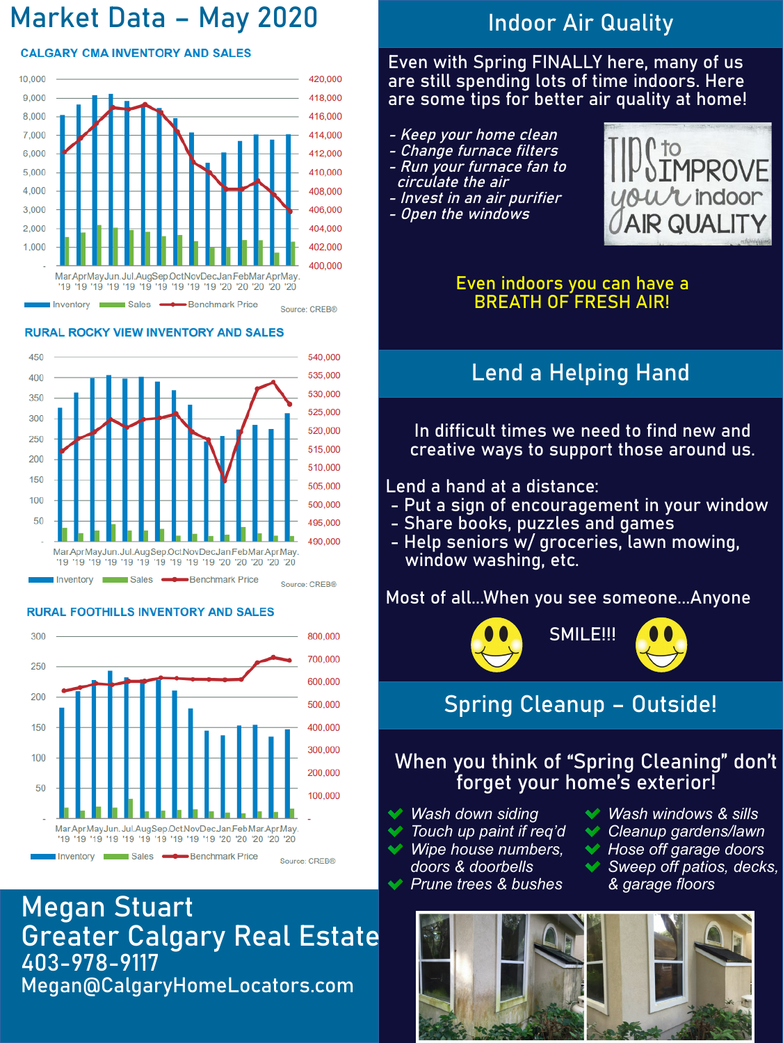# Market Data – May 2020

## CALGARY CMA INVENTORY AND SALES

10,000 9,000 8,000 7,000 6,000 5,000 4,000 3,000 2,000 1,000 -

420,000 418,000 416,000 414,000 412,000 410,000 408,000 406,000 404,000 402,000 400,000

Mar '19 Apr '19 May '19 Jun. '19 Jul. '19 Aug '19 Sep '19 Oct '19 Nov '19 Dec '19 Jan '20 Feb '20 Mar '20 Apr '20 May. '20

Inventory Sales Benchmark Price

Source: CREB®

## RURAL ROCKY VIEW INVENTORY AND SALES

450 400 350 300 250 200 150 100 50 -

540,000 535,000 530,000 525,000 520,000 515,000 510,000 505,000 500,000 495,000 490,000

Mar '19 Apr '19 May '19 Jun. '19 Jul. '19 Aug '19 Sep '19 Oct '19 Nov '19 Dec '19 Jan '20 Feb '20 Mar '20 Apr '20 May. '20

Inventory Sales Benchmark Price

Source: CREB®

## RURAL FOOTHILLS INVENTORY AND SALES

300 250 200 150 100 50 -

800,000 700,000 600,000 500,000 400,000 300,000 200,000 100,000 -

Mar '19 Apr '19 May '19 Jun. '19 Jul. '19 Aug '19 Sep '19 Oct '19 Nov '19 Dec '19 Jan '20 Feb '20 Mar '20 Apr '20 May. '20

Inventory Sales Benchmark Price

Source: CREB®

Megan Stuart
Greater Calgary Real Estate
403-978-9117
Megan@CalgaryHomeLocators.com

## Indoor Air Quality

Even with Spring FINALLY here, many of us are still spending lots of time indoors. Here are some tips for better air quality at home!

- *Keep your home clean*
- *Change furnace filters*
- *Run your furnace fan to circulate the air*
- *Invest in an air purifier*
- *Open the windows*

TIPS to IMPROVE your indoor AIR QUALITY

Even indoors you can have a BREATH OF FRESH AIR!

## Lend a Helping Hand

In difficult times we need to find new and creative ways to support those around us.

Lend a hand at a distance:

- Put a sign of encouragement in your window
- Share books, puzzles and games
- Help seniors w/ groceries, lawn mowing, window washing, etc.

Most of all…When you see someone…Anyone

SMILE!!!

## Spring Cleanup – Outside!

When you think of “Spring Cleaning” don’t forget your home’s exterior!

- ✔ *Wash down siding*
- ✔ *Touch up paint if req’d*
- ✔ *Wipe house numbers, doors & doorbells*
- ✔ *Prune trees & bushes*
- ✔ *Wash windows & sills*
- ✔ *Cleanup gardens/lawn*
- ✔ *Hose off garage doors*
- ✔ *Sweep off patios, decks, & garage floors*